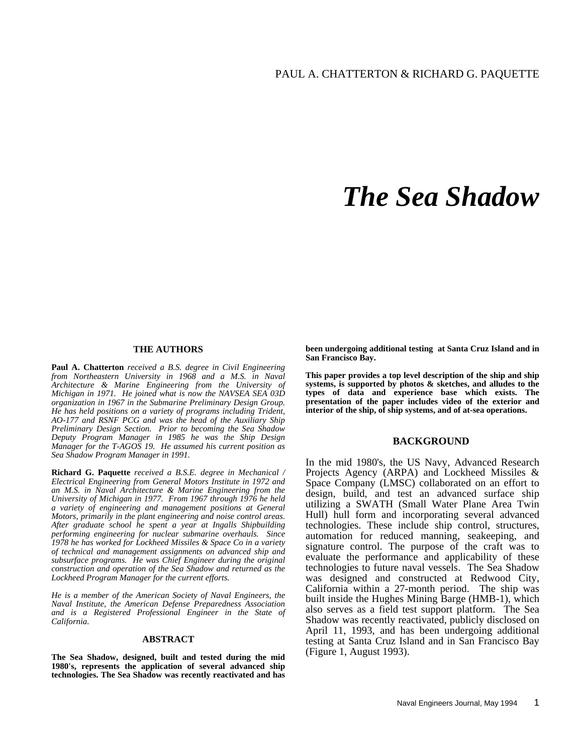PAUL A. CHATTERTON & RICHARD G. PAQUETTE

# *The Sea Shadow*

## THE AUTHORS

**Paul A. Chatterton** *received a B.S. degree in Civil Engineering from Northeastern University in 1968 and a M.S. in Naval Architecture & Marine Engineering from the University of Michigan in 1971. He joined what is now the NAVSEA SEA 03D organization in 1967 in the Submarine Preliminary Design Group. He has held positions on a variety of programs including Trident, AO-177 and RSNF PCG and was the head of the Auxiliary Ship Preliminary Design Section. Prior to becoming the Sea Shadow Deputy Program Manager in 1985 he was the Ship Design Manager for the T-AGOS 19. He assumed his current position as Sea Shadow Program Manager in 1991.*

**Richard G. Paquette** *received a B.S.E. degree in Mechanical / Electrical Engineering from General Motors Institute in 1972 and an M.S. in Naval Architecture & Marine Engineering from the University of Michigan in 1977. From 1967 through 1976 he held a variety of engineering and management positions at General Motors, primarily in the plant engineering and noise control areas. After graduate school he spent a year at Ingalls Shipbuilding performing engineering for nuclear submarine overhauls. Since 1978 he has worked for Lockheed Missiles & Space Co in a variety of technical and management assignments on advanced ship and subsurface programs. He was Chief Engineer during the original construction and operation of the Sea Shadow and returned as the Lockheed Program Manager for the current efforts.*

*He is a member of the American Society of Naval Engineers, the Naval Institute, the American Defense Preparedness Association and is a Registered Professional Engineer in the State of California.*

## ABSTRACT

**The Sea Shadow, designed, built and tested during the mid 1980's, represents the application of several advanced ship technologies. The Sea Shadow was recently reactivated and has been undergoing additional testing at Santa Cruz Island and in San Francisco Bay.**

**This paper provides a top level description of the ship and ship systems, is supported by photos & sketches, and alludes to the types of data and experience base which exists. The presentation of the paper includes video of the exterior and interior of the ship, of ship systems, and of at-sea operations.**

## BACKGROUND

In the mid 1980's, the US Navy, Advanced Research Projects Agency (ARPA) and Lockheed Missiles & Space Company (LMSC) collaborated on an effort to design, build, and test an advanced surface ship utilizing a SWATH (Small Water Plane Area Twin Hull) hull form and incorporating several advanced technologies. These include ship control, structures, automation for reduced manning, seakeeping, and signature control. The purpose of the craft was to evaluate the performance and applicability of these technologies to future naval vessels. The Sea Shadow was designed and constructed at Redwood City, California within a 27-month period. The ship was built inside the Hughes Mining Barge (HMB-1), which also serves as a field test support platform. The Sea Shadow was recently reactivated, publicly disclosed on April 11, 1993, and has been undergoing additional testing at Santa Cruz Island and in San Francisco Bay (Figure 1, August 1993).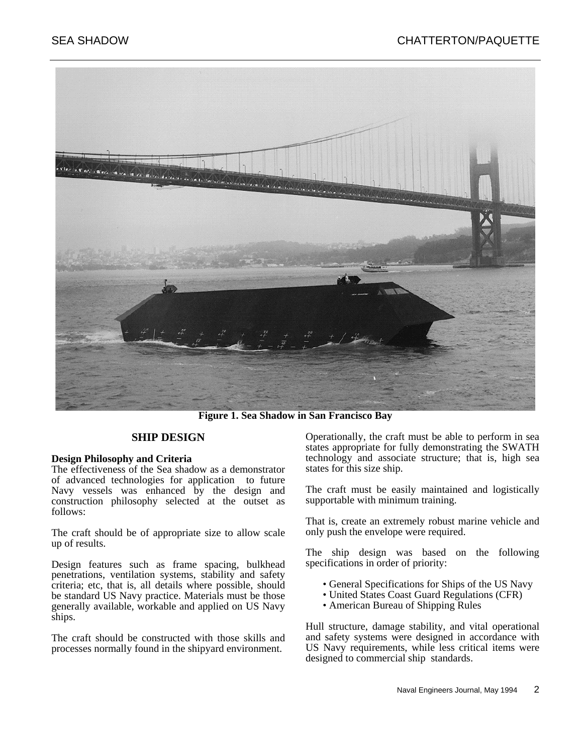**Figure 1. Sea Shadow in San Francisco Bay**

## SHIP DESIGN

**Design Philosophy and Criteria**

The effectiveness of the Sea shadow as a demonstrator of advanced technologies for application to future Navy vessels was enhanced by the design and construction philosophy selected at the outset as follows:

The craft should be of appropriate size to allow scale up of results.

Design features such as frame spacing, bulkhead penetrations, ventilation systems, stability and safety criteria; etc, that is, all details where possible, should be standard US Navy practice. Materials must be those generally available, workable and applied on US Navy ships.

The craft should be constructed with those skills and processes normally found in the shipyard environment.

Operationally, the craft must be able to perform in sea states appropriate for fully demonstrating the SWATH technology and associate structure; that is, high sea states for this size ship.

The craft must be easily maintained and logistically supportable with minimum training.

That is, create an extremely robust marine vehicle and only push the envelope were required.

The ship design was based on the following specifications in order of priority:

- General Specifications for Ships of the US Navy
- United States Coast Guard Regulations (CFR)
- American Bureau of Shipping Rules

Hull structure, damage stability, and vital operational and safety systems were designed in accordance with US Navy requirements, while less critical items were designed to commercial ship standards.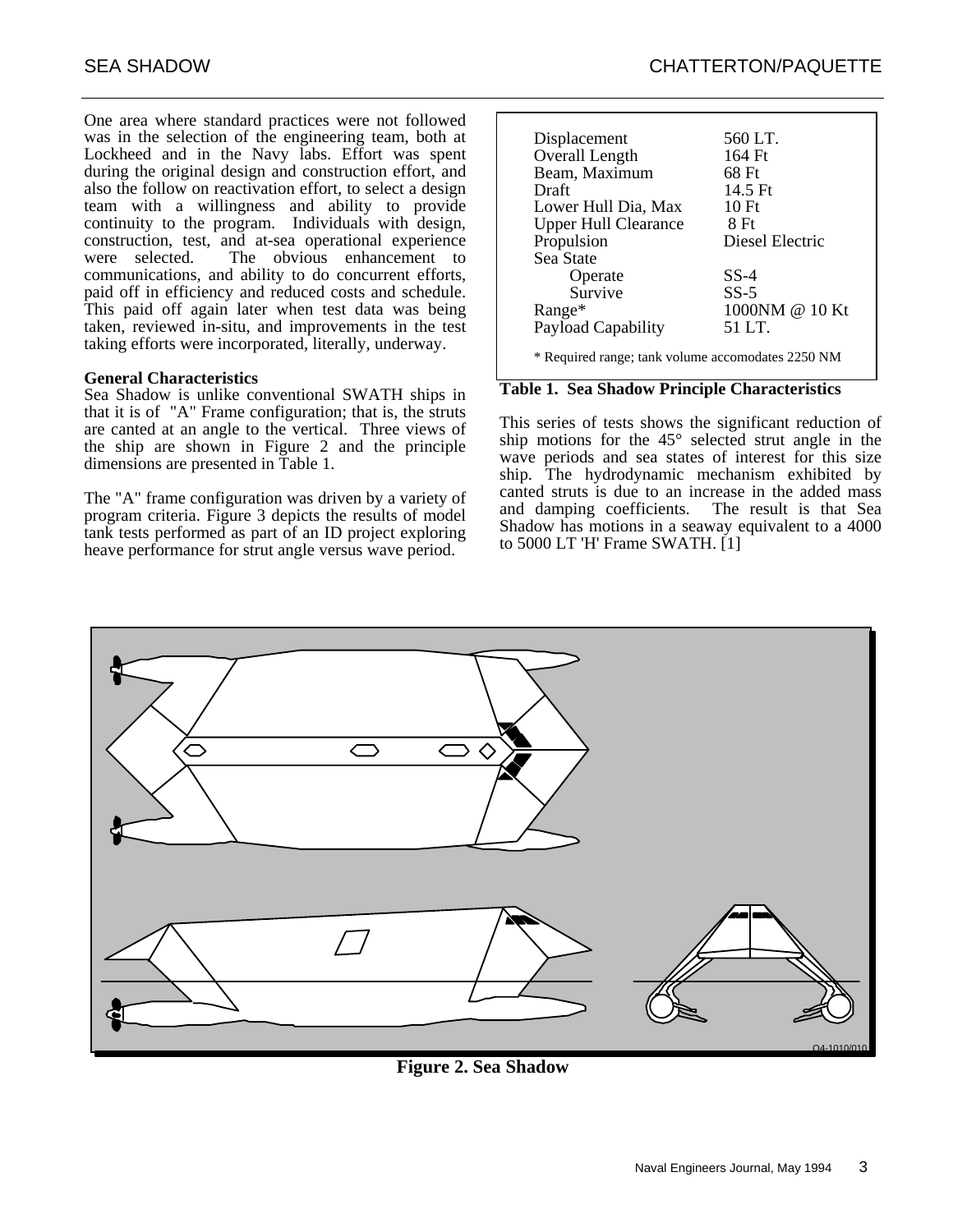One area where standard practices were not followed was in the selection of the engineering team, both at Lockheed and in the Navy labs. Effort was spent during the original design and construction effort, and also the follow on reactivation effort, to select a design team with a willingness and ability to provide continuity to the program. Individuals with design, construction, test, and at-sea operational experience were selected. The obvious enhancement to communications, and ability to do concurrent efforts, paid off in efficiency and reduced costs and schedule. This paid off again later when test data was being taken, reviewed in-situ, and improvements in the test taking efforts were incorporated, literally, underway.

**General Characteristics**

Sea Shadow is unlike conventional SWATH ships in that it is of "A" Frame configuration; that is, the struts are canted at an angle to the vertical. Three views of the ship are shown in Figure 2 and the principle dimensions are presented in Table 1.

The "A" frame configuration was driven by a variety of program criteria. Figure 3 depicts the results of model tank tests performed as part of an ID project exploring heave performance for strut angle versus wave period.

| Characteristic | Value |
|---|---|
| Displacement | 560 LT. |
| Overall Length | 164 Ft |
| Beam, Maximum | 68 Ft |
| Draft | 14.5 Ft |
| Lower Hull Dia, Max | 10 Ft |
| Upper Hull Clearance | 8 Ft |
| Propulsion | Diesel Electric |
| Sea State | |
| Operate | SS-4 |
| Survive | SS-5 |
| Range* | 1000NM @ 10 Kt |
| Payload Capability | 51 LT. |

* Required range; tank volume accomodates 2250 NM

**Table 1. Sea Shadow Principle Characteristics**

This series of tests shows the significant reduction of ship motions for the 45° selected strut angle in the wave periods and sea states of interest for this size ship. The hydrodynamic mechanism exhibited by canted struts is due to an increase in the added mass and damping coefficients. The result is that Sea Shadow has motions in a seaway equivalent to a 4000 to 5000 LT 'H' Frame SWATH. [1]

**Figure 2. Sea Shadow**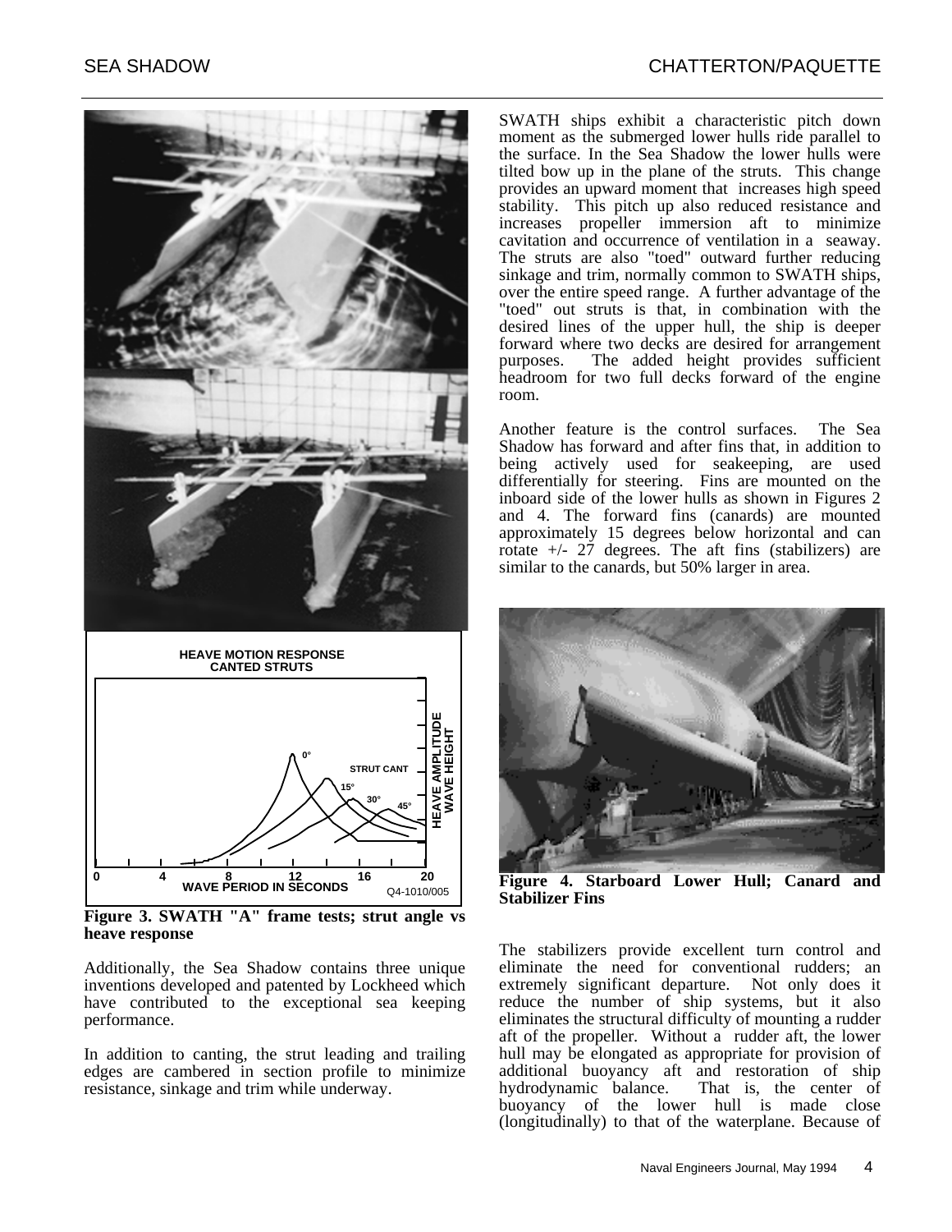Figure 3. SWATH "A" frame tests; strut angle vs heave response

Additionally, the Sea Shadow contains three unique inventions developed and patented by Lockheed which have contributed to the exceptional sea keeping performance.

In addition to canting, the strut leading and trailing edges are cambered in section profile to minimize resistance, sinkage and trim while underway.

SWATH ships exhibit a characteristic pitch down moment as the submerged lower hulls ride parallel to the surface. In the Sea Shadow the lower hulls were tilted bow up in the plane of the struts. This change provides an upward moment that increases high speed stability. This pitch up also reduced resistance and increases propeller immersion aft to minimize cavitation and occurrence of ventilation in a seaway. The struts are also "toed" outward further reducing sinkage and trim, normally common to SWATH ships, over the entire speed range. A further advantage of the "toed" out struts is that, in combination with the desired lines of the upper hull, the ship is deeper forward where two decks are desired for arrangement purposes. The added height provides sufficient headroom for two full decks forward of the engine room.

Another feature is the control surfaces. The Sea Shadow has forward and after fins that, in addition to being actively used for seakeeping, are used differentially for steering. Fins are mounted on the inboard side of the lower hulls as shown in Figures 2 and 4. The forward fins (canards) are mounted approximately 15 degrees below horizontal and can rotate +/- 27 degrees. The aft fins (stabilizers) are similar to the canards, but 50% larger in area.

Figure 4. Starboard Lower Hull; Canard and Stabilizer Fins

The stabilizers provide excellent turn control and eliminate the need for conventional rudders; an extremely significant departure. Not only does it reduce the number of ship systems, but it also eliminates the structural difficulty of mounting a rudder aft of the propeller. Without a rudder aft, the lower hull may be elongated as appropriate for provision of additional buoyancy aft and restoration of ship hydrodynamic balance. That is, the center of buoyancy of the lower hull is made close (longitudinally) to that of the waterplane. Because of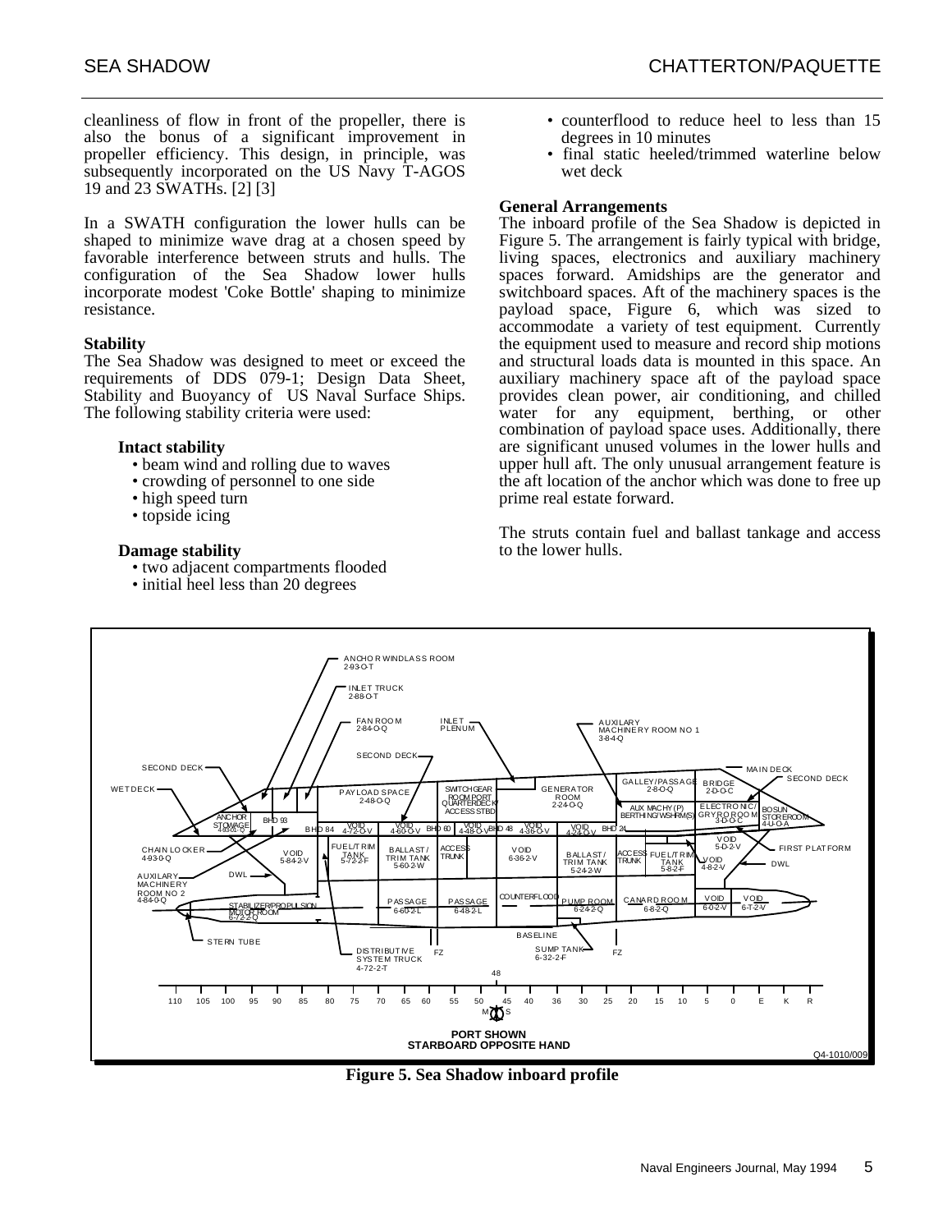cleanliness of flow in front of the propeller, there is also the bonus of a significant improvement in propeller efficiency. This design, in principle, was subsequently incorporated on the US Navy T-AGOS 19 and 23 SWATHs. [2] [3]

In a SWATH configuration the lower hulls can be shaped to minimize wave drag at a chosen speed by favorable interference between struts and hulls. The configuration of the Sea Shadow lower hulls incorporate modest 'Coke Bottle' shaping to minimize resistance.

**Stability**

The Sea Shadow was designed to meet or exceed the requirements of DDS 079-1; Design Data Sheet, Stability and Buoyancy of US Naval Surface Ships. The following stability criteria were used:

**Intact stability**

- beam wind and rolling due to waves
- crowding of personnel to one side
- high speed turn
- topside icing

**Damage stability**

- two adjacent compartments flooded
- initial heel less than 20 degrees
- counterflood to reduce heel to less than 15 degrees in 10 minutes
- final static heeled/trimmed waterline below wet deck

**General Arrangements**

The inboard profile of the Sea Shadow is depicted in Figure 5. The arrangement is fairly typical with bridge, living spaces, electronics and auxiliary machinery spaces forward. Amidships are the generator and switchboard spaces. Aft of the machinery spaces is the payload space, Figure 6, which was sized to accommodate a variety of test equipment. Currently the equipment used to measure and record ship motions and structural loads data is mounted in this space. An auxiliary machinery space aft of the payload space provides clean power, air conditioning, and chilled water for any equipment, berthing, or other combination of payload space uses. Additionally, there are significant unused volumes in the lower hulls and upper hull aft. The only unusual arrangement feature is the aft location of the anchor which was done to free up prime real estate forward.

The struts contain fuel and ballast tankage and access to the lower hulls.

**Figure 5. Sea Shadow inboard profile**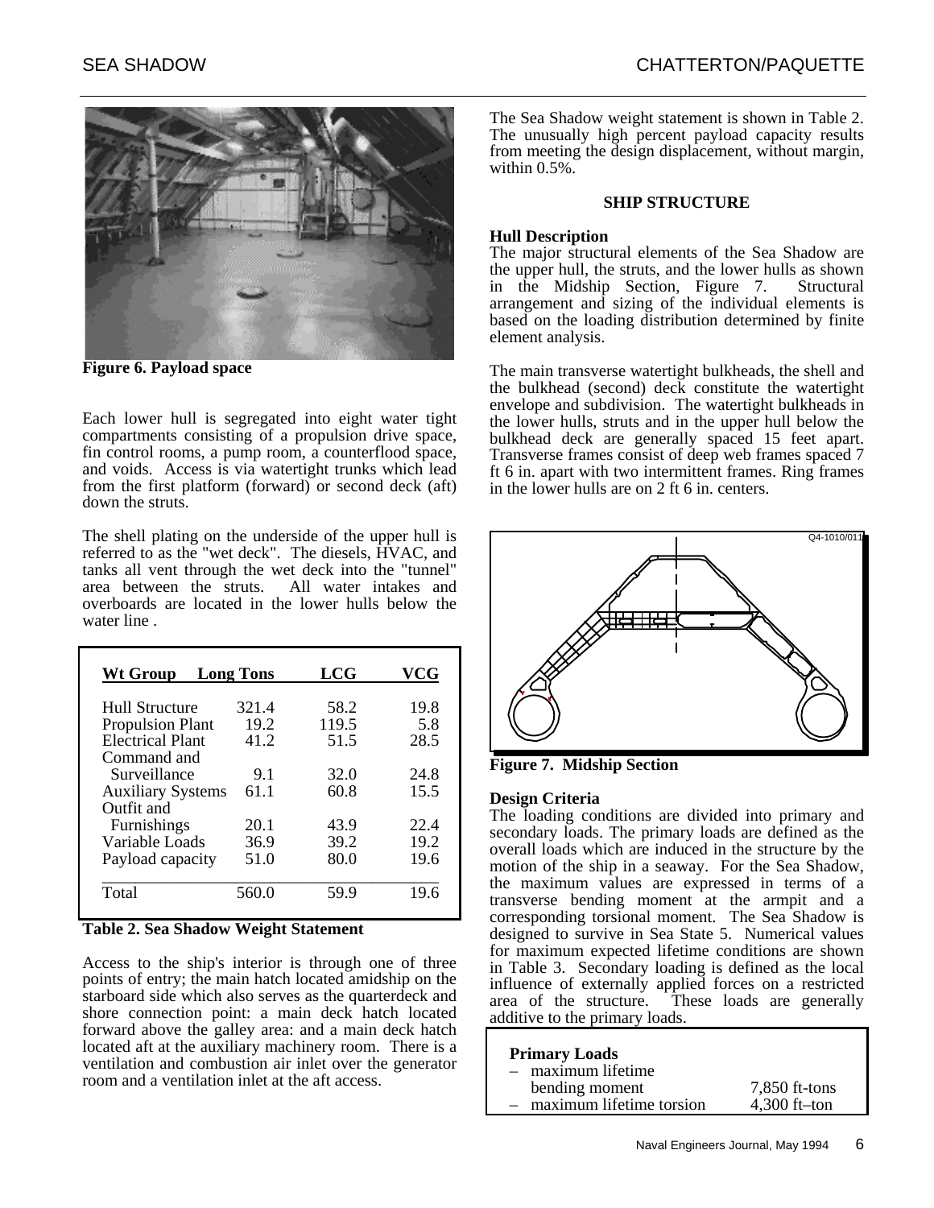Figure 6. Payload space

Each lower hull is segregated into eight water tight compartments consisting of a propulsion drive space, fin control rooms, a pump room, a counterflood space, and voids. Access is via watertight trunks which lead from the first platform (forward) or second deck (aft) down the struts.

The shell plating on the underside of the upper hull is referred to as the "wet deck". The diesels, HVAC, and tanks all vent through the wet deck into the "tunnel" area between the struts. All water intakes and overboards are located in the lower hulls below the water line .

| Wt Group | Long Tons | LCG | VCG |
|---|---|---|---|
| Hull Structure | 321.4 | 58.2 | 19.8 |
| Propulsion Plant | 19.2 | 119.5 | 5.8 |
| Electrical Plant | 41.2 | 51.5 | 28.5 |
| Command and Surveillance | 9.1 | 32.0 | 24.8 |
| Auxiliary Systems | 61.1 | 60.8 | 15.5 |
| Outfit and Furnishings | 20.1 | 43.9 | 22.4 |
| Variable Loads | 36.9 | 39.2 | 19.2 |
| Payload capacity | 51.0 | 80.0 | 19.6 |
| Total | 560.0 | 59.9 | 19.6 |

**Table 2. Sea Shadow Weight Statement**

Access to the ship's interior is through one of three points of entry; the main hatch located amidship on the starboard side which also serves as the quarterdeck and shore connection point: a main deck hatch located forward above the galley area: and a main deck hatch located aft at the auxiliary machinery room. There is a ventilation and combustion air inlet over the generator room and a ventilation inlet at the aft access.

The Sea Shadow weight statement is shown in Table 2. The unusually high percent payload capacity results from meeting the design displacement, without margin, within 0.5%.

## SHIP STRUCTURE

### Hull Description

The major structural elements of the Sea Shadow are the upper hull, the struts, and the lower hulls as shown in the Midship Section, Figure 7. Structural arrangement and sizing of the individual elements is based on the loading distribution determined by finite element analysis.

The main transverse watertight bulkheads, the shell and the bulkhead (second) deck constitute the watertight envelope and subdivision. The watertight bulkheads in the lower hulls, struts and in the upper hull below the bulkhead deck are generally spaced 15 feet apart. Transverse frames consist of deep web frames spaced 7 ft 6 in. apart with two intermittent frames. Ring frames in the lower hulls are on 2 ft 6 in. centers.

**Figure 7. Midship Section**

### Design Criteria

The loading conditions are divided into primary and secondary loads. The primary loads are defined as the overall loads which are induced in the structure by the motion of the ship in a seaway. For the Sea Shadow, the maximum values are expressed in terms of a transverse bending moment at the armpit and a corresponding torsional moment. The Sea Shadow is designed to survive in Sea State 5. Numerical values for maximum expected lifetime conditions are shown in Table 3. Secondary loading is defined as the local influence of externally applied forces on a restricted area of the structure. These loads are generally additive to the primary loads.

| Primary Loads | |
|---|---|
| – maximum lifetime bending moment | 7,850 ft-tons |
| – maximum lifetime torsion | 4,300 ft–ton |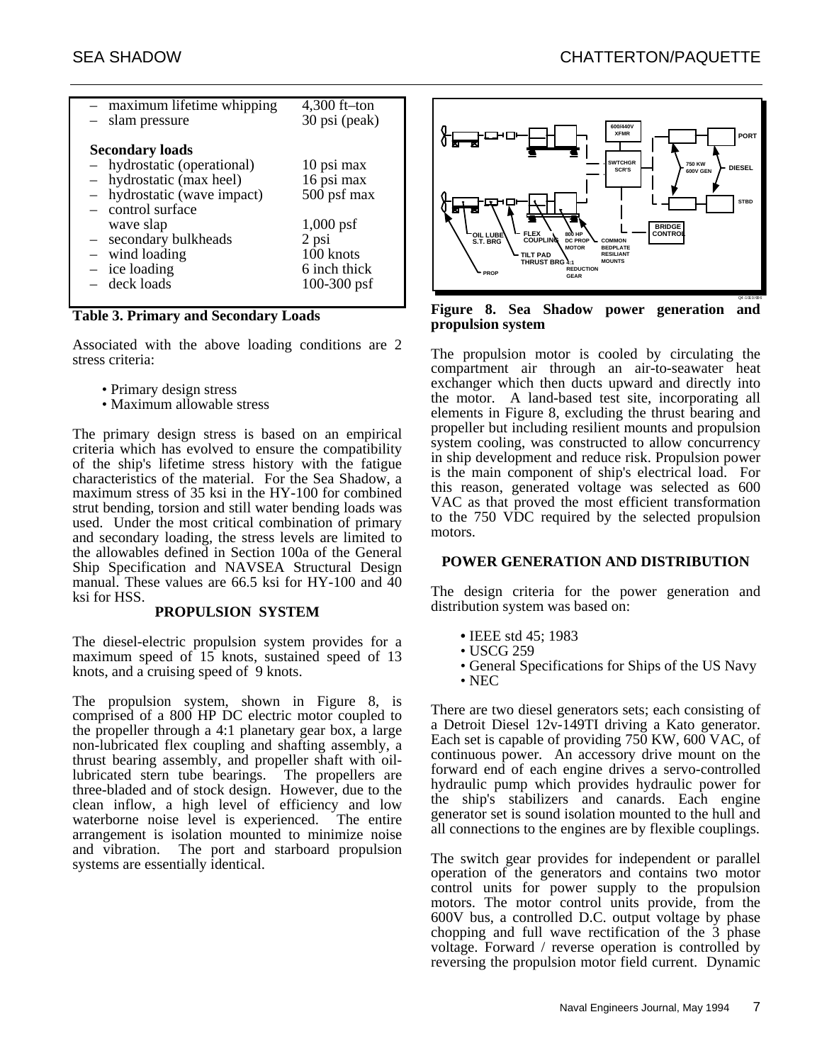| | |
|---|---|
| – maximum lifetime whipping | 4,300 ft–ton |
| – slam pressure | 30 psi (peak) |
| **Secondary loads** | |
| – hydrostatic (operational) | 10 psi max |
| – hydrostatic (max heel) | 16 psi max |
| – hydrostatic (wave impact) | 500 psf max |
| – control surface wave slap | 1,000 psf |
| – secondary bulkheads | 2 psi |
| – wind loading | 100 knots |
| – ice loading | 6 inch thick |
| – deck loads | 100-300 psf |

**Table 3. Primary and Secondary Loads**

Associated with the above loading conditions are 2 stress criteria:

- Primary design stress
- Maximum allowable stress

The primary design stress is based on an empirical criteria which has evolved to ensure the compatibility of the ship's lifetime stress history with the fatigue characteristics of the material. For the Sea Shadow, a maximum stress of 35 ksi in the HY-100 for combined strut bending, torsion and still water bending loads was used. Under the most critical combination of primary and secondary loading, the stress levels are limited to the allowables defined in Section 100a of the General Ship Specification and NAVSEA Structural Design manual. These values are 66.5 ksi for HY-100 and 40 ksi for HSS.

## PROPULSION SYSTEM

The diesel-electric propulsion system provides for a maximum speed of 15 knots, sustained speed of 13 knots, and a cruising speed of 9 knots.

The propulsion system, shown in Figure 8, is comprised of a 800 HP DC electric motor coupled to the propeller through a 4:1 planetary gear box, a large non-lubricated flex coupling and shafting assembly, a thrust bearing assembly, and propeller shaft with oil-lubricated stern tube bearings. The propellers are three-bladed and of stock design. However, due to the clean inflow, a high level of efficiency and low waterborne noise level is experienced. The entire arrangement is isolation mounted to minimize noise and vibration. The port and starboard propulsion systems are essentially identical.

**Figure 8. Sea Shadow power generation and propulsion system**

The propulsion motor is cooled by circulating the compartment air through an air-to-seawater heat exchanger which then ducts upward and directly into the motor. A land-based test site, incorporating all elements in Figure 8, excluding the thrust bearing and propeller but including resilient mounts and propulsion system cooling, was constructed to allow concurrency in ship development and reduce risk. Propulsion power is the main component of ship's electrical load. For this reason, generated voltage was selected as 600 VAC as that proved the most efficient transformation to the 750 VDC required by the selected propulsion motors.

## POWER GENERATION AND DISTRIBUTION

The design criteria for the power generation and distribution system was based on:

- IEEE std 45; 1983
- USCG 259
- General Specifications for Ships of the US Navy
- NEC

There are two diesel generators sets; each consisting of a Detroit Diesel 12v-149TI driving a Kato generator. Each set is capable of providing 750 KW, 600 VAC, of continuous power. An accessory drive mount on the forward end of each engine drives a servo-controlled hydraulic pump which provides hydraulic power for the ship's stabilizers and canards. Each engine generator set is sound isolation mounted to the hull and all connections to the engines are by flexible couplings.

The switch gear provides for independent or parallel operation of the generators and contains two motor control units for power supply to the propulsion motors. The motor control units provide, from the 600V bus, a controlled D.C. output voltage by phase chopping and full wave rectification of the 3 phase voltage. Forward / reverse operation is controlled by reversing the propulsion motor field current. Dynamic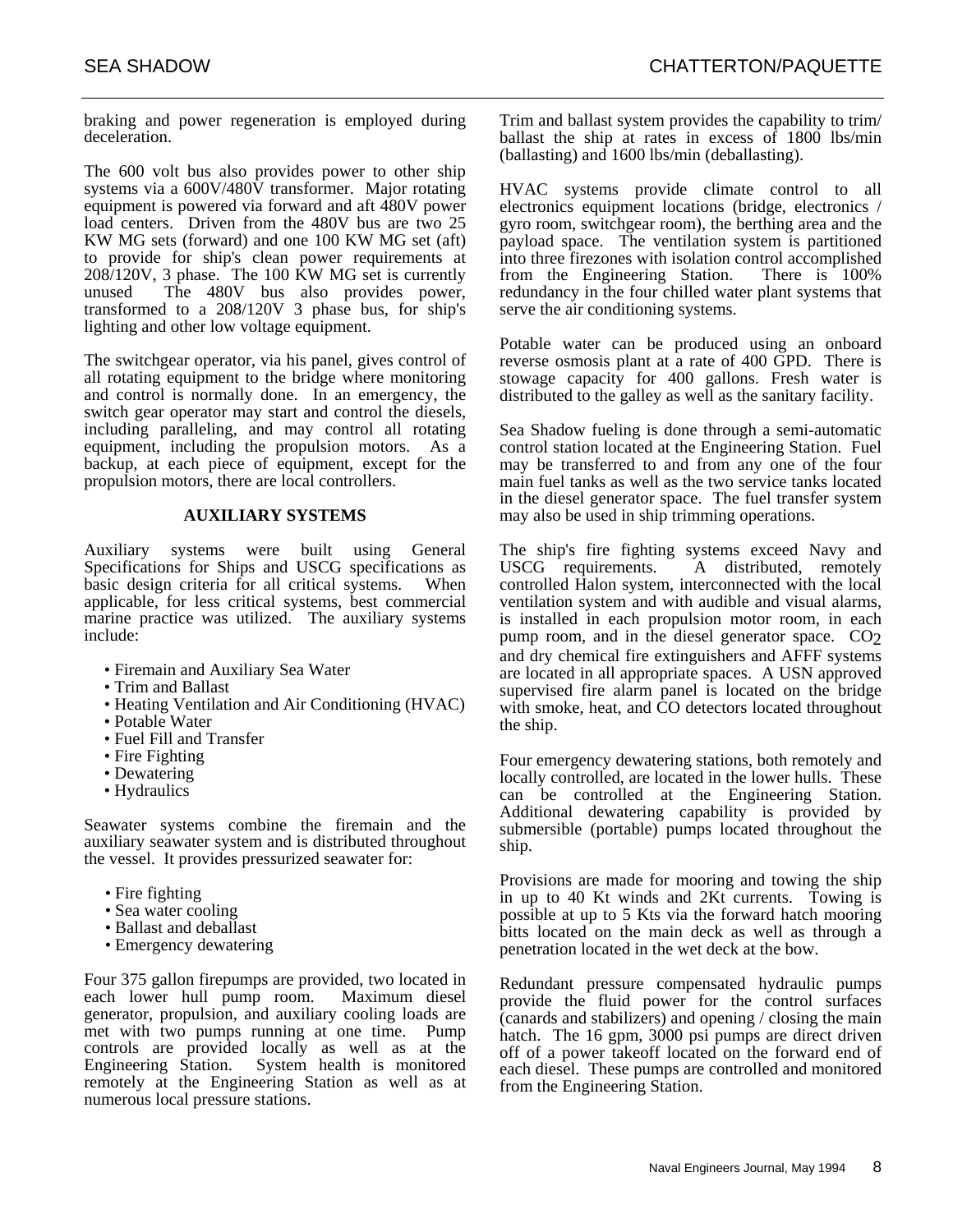braking and power regeneration is employed during deceleration.

The 600 volt bus also provides power to other ship systems via a 600V/480V transformer. Major rotating equipment is powered via forward and aft 480V power load centers. Driven from the 480V bus are two 25 KW MG sets (forward) and one 100 KW MG set (aft) to provide for ship's clean power requirements at 208/120V, 3 phase. The 100 KW MG set is currently unused The 480V bus also provides power, transformed to a 208/120V 3 phase bus, for ship's lighting and other low voltage equipment.

The switchgear operator, via his panel, gives control of all rotating equipment to the bridge where monitoring and control is normally done. In an emergency, the switch gear operator may start and control the diesels, including paralleling, and may control all rotating equipment, including the propulsion motors. As a backup, at each piece of equipment, except for the propulsion motors, there are local controllers.

## AUXILIARY SYSTEMS

Auxiliary systems were built using General Specifications for Ships and USCG specifications as basic design criteria for all critical systems. When applicable, for less critical systems, best commercial marine practice was utilized. The auxiliary systems include:

- Firemain and Auxiliary Sea Water
- Trim and Ballast
- Heating Ventilation and Air Conditioning (HVAC)
- Potable Water
- Fuel Fill and Transfer
- Fire Fighting
- Dewatering
- Hydraulics

Seawater systems combine the firemain and the auxiliary seawater system and is distributed throughout the vessel. It provides pressurized seawater for:

- Fire fighting
- Sea water cooling
- Ballast and deballast
- Emergency dewatering

Four 375 gallon firepumps are provided, two located in each lower hull pump room. Maximum diesel generator, propulsion, and auxiliary cooling loads are met with two pumps running at one time. Pump controls are provided locally as well as at the Engineering Station. System health is monitored remotely at the Engineering Station as well as at numerous local pressure stations.

Trim and ballast system provides the capability to trim/ ballast the ship at rates in excess of 1800 lbs/min (ballasting) and 1600 lbs/min (deballasting).

HVAC systems provide climate control to all electronics equipment locations (bridge, electronics / gyro room, switchgear room), the berthing area and the payload space. The ventilation system is partitioned into three firezones with isolation control accomplished from the Engineering Station. There is 100% redundancy in the four chilled water plant systems that serve the air conditioning systems.

Potable water can be produced using an onboard reverse osmosis plant at a rate of 400 GPD. There is stowage capacity for 400 gallons. Fresh water is distributed to the galley as well as the sanitary facility.

Sea Shadow fueling is done through a semi-automatic control station located at the Engineering Station. Fuel may be transferred to and from any one of the four main fuel tanks as well as the two service tanks located in the diesel generator space. The fuel transfer system may also be used in ship trimming operations.

The ship's fire fighting systems exceed Navy and USCG requirements. A distributed, remotely controlled Halon system, interconnected with the local ventilation system and with audible and visual alarms, is installed in each propulsion motor room, in each pump room, and in the diesel generator space. $CO_2$ and dry chemical fire extinguishers and AFFF systems are located in all appropriate spaces. A USN approved supervised fire alarm panel is located on the bridge with smoke, heat, and CO detectors located throughout the ship.

Four emergency dewatering stations, both remotely and locally controlled, are located in the lower hulls. These can be controlled at the Engineering Station. Additional dewatering capability is provided by submersible (portable) pumps located throughout the ship.

Provisions are made for mooring and towing the ship in up to 40 Kt winds and 2Kt currents. Towing is possible at up to 5 Kts via the forward hatch mooring bitts located on the main deck as well as through a penetration located in the wet deck at the bow.

Redundant pressure compensated hydraulic pumps provide the fluid power for the control surfaces (canards and stabilizers) and opening / closing the main hatch. The 16 gpm, 3000 psi pumps are direct driven off of a power takeoff located on the forward end of each diesel. These pumps are controlled and monitored from the Engineering Station.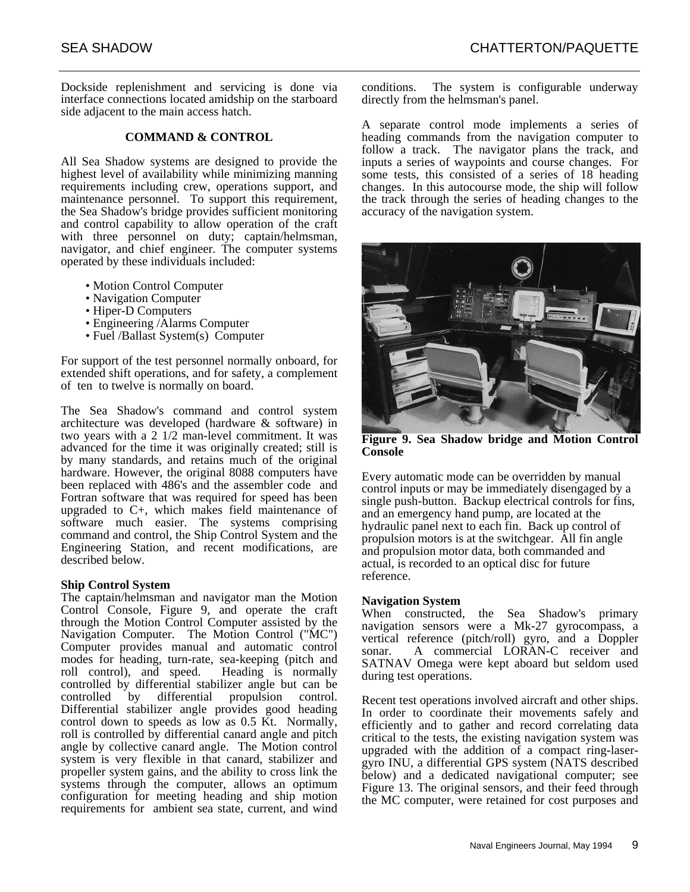Dockside replenishment and servicing is done via interface connections located amidship on the starboard side adjacent to the main access hatch.

## COMMAND & CONTROL

All Sea Shadow systems are designed to provide the highest level of availability while minimizing manning requirements including crew, operations support, and maintenance personnel. To support this requirement, the Sea Shadow's bridge provides sufficient monitoring and control capability to allow operation of the craft with three personnel on duty; captain/helmsman, navigator, and chief engineer. The computer systems operated by these individuals included:

- Motion Control Computer
- Navigation Computer
- Hiper-D Computers
- Engineering /Alarms Computer
- Fuel /Ballast System(s) Computer

For support of the test personnel normally onboard, for extended shift operations, and for safety, a complement of ten to twelve is normally on board.

The Sea Shadow's command and control system architecture was developed (hardware & software) in two years with a 2 1/2 man-level commitment. It was advanced for the time it was originally created; still is by many standards, and retains much of the original hardware. However, the original 8088 computers have been replaced with 486's and the assembler code and Fortran software that was required for speed has been upgraded to C+, which makes field maintenance of software much easier. The systems comprising command and control, the Ship Control System and the Engineering Station, and recent modifications, are described below.

**Ship Control System**

The captain/helmsman and navigator man the Motion Control Console, Figure 9, and operate the craft through the Motion Control Computer assisted by the Navigation Computer. The Motion Control ("MC") Computer provides manual and automatic control modes for heading, turn-rate, sea-keeping (pitch and roll control), and speed. Heading is normally controlled by differential stabilizer angle but can be controlled by differential propulsion control. Differential stabilizer angle provides good heading control down to speeds as low as 0.5 Kt. Normally, roll is controlled by differential canard angle and pitch angle by collective canard angle. The Motion control system is very flexible in that canard, stabilizer and propeller system gains, and the ability to cross link the systems through the computer, allows an optimum configuration for meeting heading and ship motion requirements for ambient sea state, current, and wind conditions. The system is configurable underway directly from the helmsman's panel.

A separate control mode implements a series of heading commands from the navigation computer to follow a track. The navigator plans the track, and inputs a series of waypoints and course changes. For some tests, this consisted of a series of 18 heading changes. In this autocourse mode, the ship will follow the track through the series of heading changes to the accuracy of the navigation system.

**Figure 9. Sea Shadow bridge and Motion Control Console**

Every automatic mode can be overridden by manual control inputs or may be immediately disengaged by a single push-button. Backup electrical controls for fins, and an emergency hand pump, are located at the hydraulic panel next to each fin. Back up control of propulsion motors is at the switchgear. All fin angle and propulsion motor data, both commanded and actual, is recorded to an optical disc for future reference.

**Navigation System**

When constructed, the Sea Shadow's primary navigation sensors were a Mk-27 gyrocompass, a vertical reference (pitch/roll) gyro, and a Doppler sonar. A commercial LORAN-C receiver and SATNAV Omega were kept aboard but seldom used during test operations.

Recent test operations involved aircraft and other ships. In order to coordinate their movements safely and efficiently and to gather and record correlating data critical to the tests, the existing navigation system was upgraded with the addition of a compact ring-laser-gyro INU, a differential GPS system (NATS described below) and a dedicated navigational computer; see Figure 13. The original sensors, and their feed through the MC computer, were retained for cost purposes and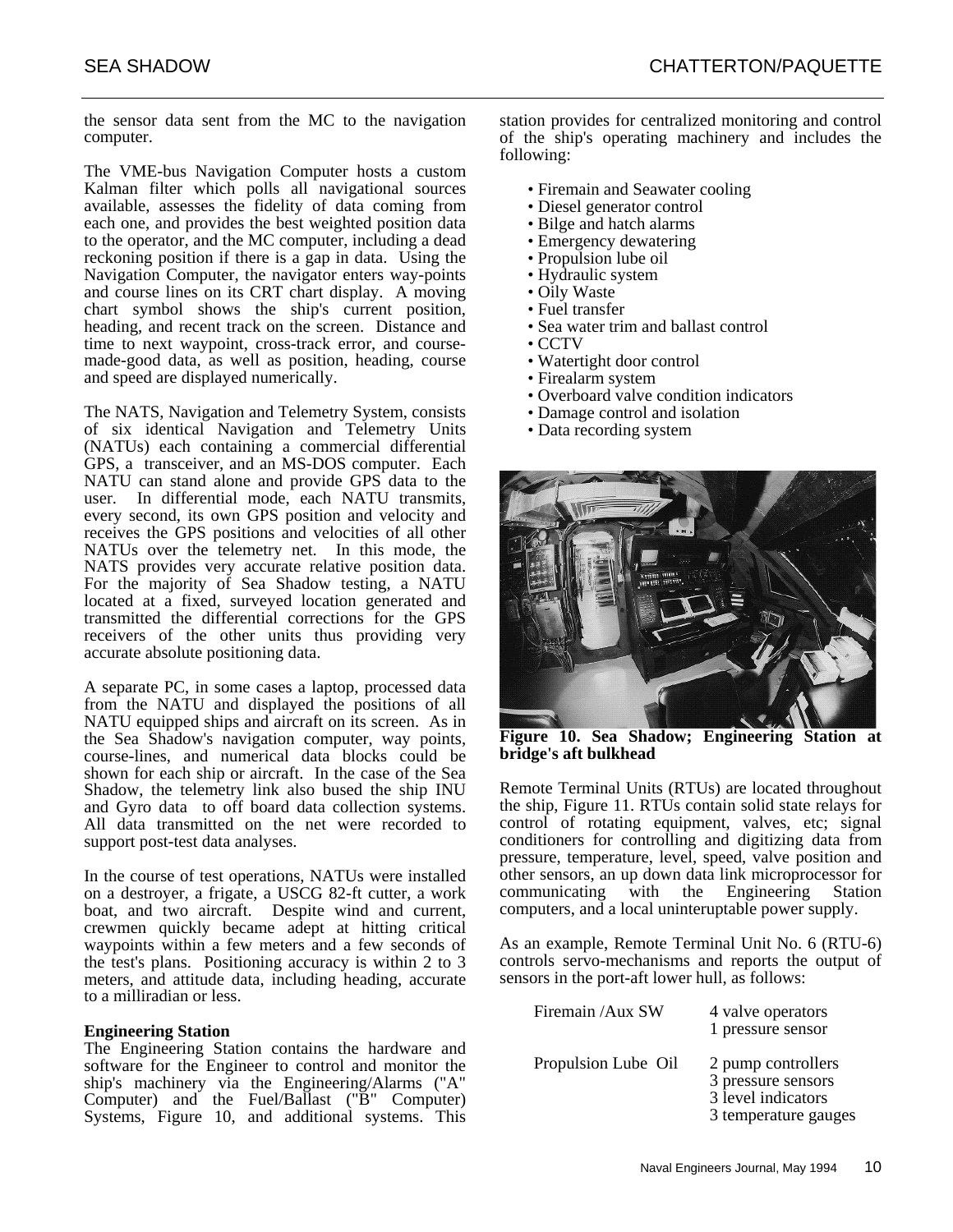the sensor data sent from the MC to the navigation computer.

The VME-bus Navigation Computer hosts a custom Kalman filter which polls all navigational sources available, assesses the fidelity of data coming from each one, and provides the best weighted position data to the operator, and the MC computer, including a dead reckoning position if there is a gap in data. Using the Navigation Computer, the navigator enters way-points and course lines on its CRT chart display. A moving chart symbol shows the ship's current position, heading, and recent track on the screen. Distance and time to next waypoint, cross-track error, and course-made-good data, as well as position, heading, course and speed are displayed numerically.

The NATS, Navigation and Telemetry System, consists of six identical Navigation and Telemetry Units (NATUs) each containing a commercial differential GPS, a transceiver, and an MS-DOS computer. Each NATU can stand alone and provide GPS data to the user. In differential mode, each NATU transmits, every second, its own GPS position and velocity and receives the GPS positions and velocities of all other NATUs over the telemetry net. In this mode, the NATS provides very accurate relative position data. For the majority of Sea Shadow testing, a NATU located at a fixed, surveyed location generated and transmitted the differential corrections for the GPS receivers of the other units thus providing very accurate absolute positioning data.

A separate PC, in some cases a laptop, processed data from the NATU and displayed the positions of all NATU equipped ships and aircraft on its screen. As in the Sea Shadow's navigation computer, way points, course-lines, and numerical data blocks could be shown for each ship or aircraft. In the case of the Sea Shadow, the telemetry link also bused the ship INU and Gyro data to off board data collection systems. All data transmitted on the net were recorded to support post-test data analyses.

In the course of test operations, NATUs were installed on a destroyer, a frigate, a USCG 82-ft cutter, a work boat, and two aircraft. Despite wind and current, crewmen quickly became adept at hitting critical waypoints within a few meters and a few seconds of the test's plans. Positioning accuracy is within 2 to 3 meters, and attitude data, including heading, accurate to a milliradian or less.

**Engineering Station**

The Engineering Station contains the hardware and software for the Engineer to control and monitor the ship's machinery via the Engineering/Alarms ("A" Computer) and the Fuel/Ballast ("B" Computer) Systems, Figure 10, and additional systems. This station provides for centralized monitoring and control of the ship's operating machinery and includes the following:

- Firemain and Seawater cooling
- Diesel generator control
- Bilge and hatch alarms
- Emergency dewatering
- Propulsion lube oil
- Hydraulic system
- Oily Waste
- Fuel transfer
- Sea water trim and ballast control
- CCTV
- Watertight door control
- Firealarm system
- Overboard valve condition indicators
- Damage control and isolation
- Data recording system

**Figure 10. Sea Shadow; Engineering Station at bridge's aft bulkhead**

Remote Terminal Units (RTUs) are located throughout the ship, Figure 11. RTUs contain solid state relays for control of rotating equipment, valves, etc; signal conditioners for controlling and digitizing data from pressure, temperature, level, speed, valve position and other sensors, an up down data link microprocessor for communicating with the Engineering Station computers, and a local uninteruptable power supply.

As an example, Remote Terminal Unit No. 6 (RTU-6) controls servo-mechanisms and reports the output of sensors in the port-aft lower hull, as follows:

| | |
|---|---|
| Firemain /Aux SW | 4 valve operators<br>1 pressure sensor |
| Propulsion Lube Oil | 2 pump controllers<br>3 pressure sensors<br>3 level indicators<br>3 temperature gauges |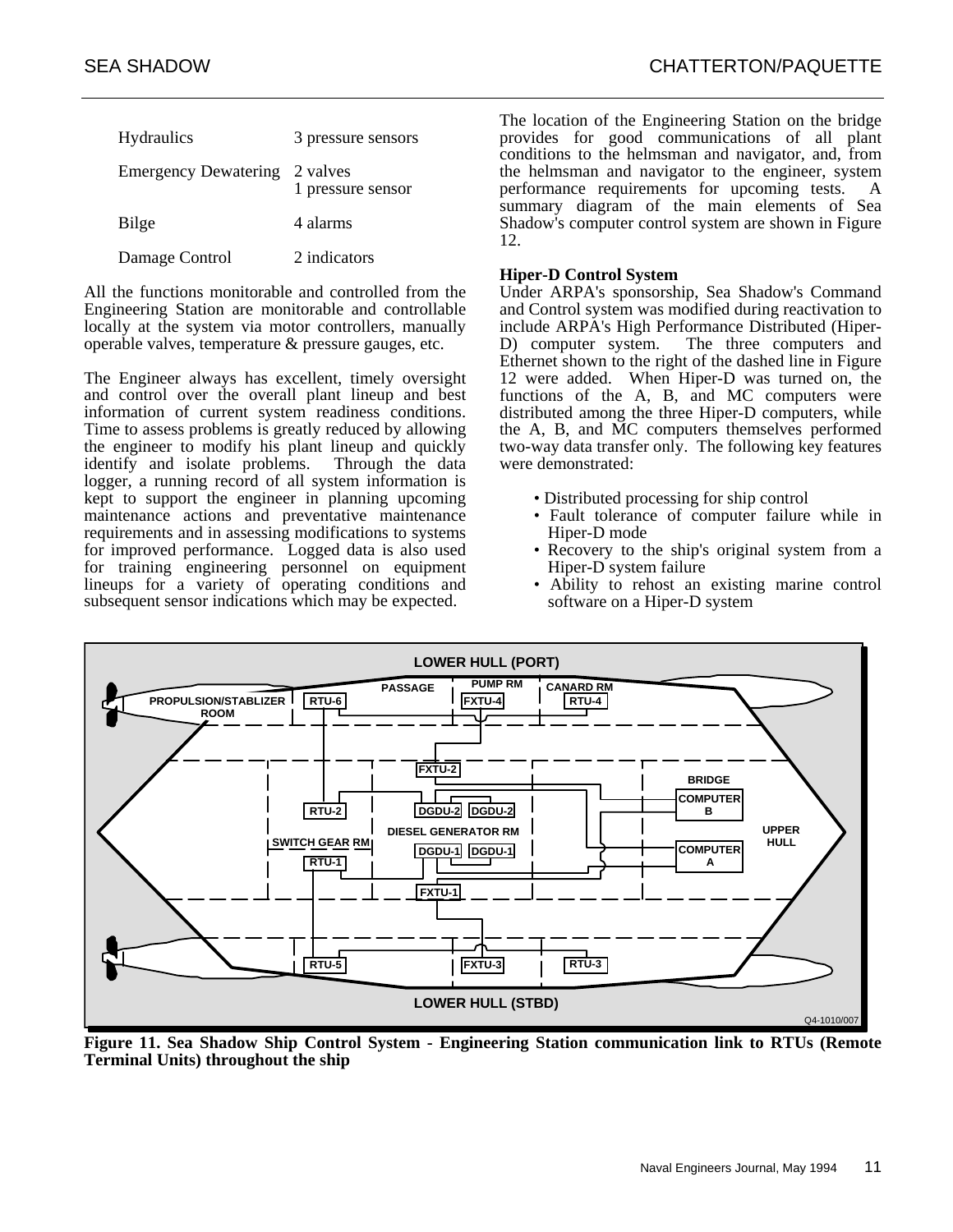| | |
|---|---|
| Hydraulics | 3 pressure sensors |
| Emergency Dewatering | 2 valves<br>1 pressure sensor |
| Bilge | 4 alarms |
| Damage Control | 2 indicators |

All the functions monitorable and controlled from the Engineering Station are monitorable and controllable locally at the system via motor controllers, manually operable valves, temperature & pressure gauges, etc.

The Engineer always has excellent, timely oversight and control over the overall plant lineup and best information of current system readiness conditions. Time to assess problems is greatly reduced by allowing the engineer to modify his plant lineup and quickly identify and isolate problems. Through the data logger, a running record of all system information is kept to support the engineer in planning upcoming maintenance actions and preventative maintenance requirements and in assessing modifications to systems for improved performance. Logged data is also used for training engineering personnel on equipment lineups for a variety of operating conditions and subsequent sensor indications which may be expected.

The location of the Engineering Station on the bridge provides for good communications of all plant conditions to the helmsman and navigator, and, from the helmsman and navigator to the engineer, system performance requirements for upcoming tests. A summary diagram of the main elements of Sea Shadow's computer control system are shown in Figure 12.

**Hiper-D Control System**

Under ARPA's sponsorship, Sea Shadow's Command and Control system was modified during reactivation to include ARPA's High Performance Distributed (Hiper-D) computer system. The three computers and Ethernet shown to the right of the dashed line in Figure 12 were added. When Hiper-D was turned on, the functions of the A, B, and MC computers were distributed among the three Hiper-D computers, while the A, B, and MC computers themselves performed two-way data transfer only. The following key features were demonstrated:

- Distributed processing for ship control
- Fault tolerance of computer failure while in Hiper-D mode
- Recovery to the ship's original system from a Hiper-D system failure
- Ability to rehost an existing marine control software on a Hiper-D system

**Figure 11. Sea Shadow Ship Control System - Engineering Station communication link to RTUs (Remote Terminal Units) throughout the ship**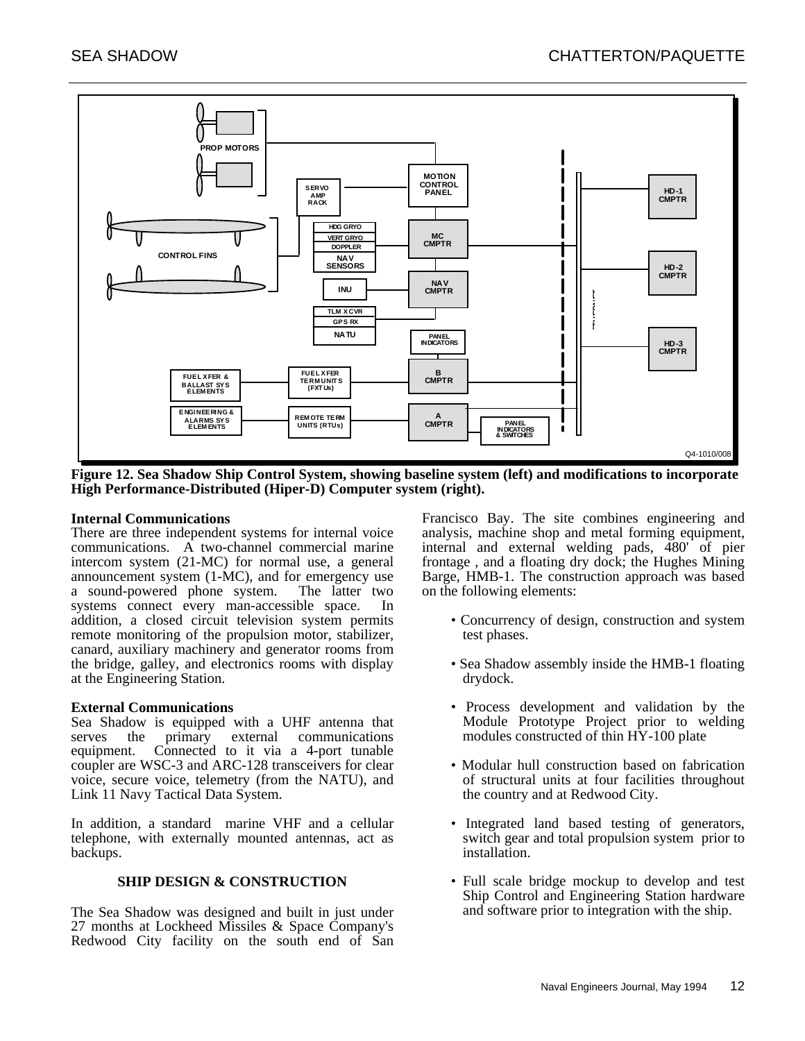**Figure 12. Sea Shadow Ship Control System, showing baseline system (left) and modifications to incorporate High Performance-Distributed (Hiper-D) Computer system (right).**

### Internal Communications

There are three independent systems for internal voice communications. A two-channel commercial marine intercom system (21-MC) for normal use, a general announcement system (1-MC), and for emergency use a sound-powered phone system. The latter two systems connect every man-accessible space. In addition, a closed circuit television system permits remote monitoring of the propulsion motor, stabilizer, canard, auxiliary machinery and generator rooms from the bridge, galley, and electronics rooms with display at the Engineering Station.

### External Communications

Sea Shadow is equipped with a UHF antenna that serves the primary external communications equipment. Connected to it via a 4-port tunable coupler are WSC-3 and ARC-128 transceivers for clear voice, secure voice, telemetry (from the NATU), and Link 11 Navy Tactical Data System.

In addition, a standard marine VHF and a cellular telephone, with externally mounted antennas, act as backups.

## SHIP DESIGN & CONSTRUCTION

The Sea Shadow was designed and built in just under 27 months at Lockheed Missiles & Space Company's Redwood City facility on the south end of San Francisco Bay. The site combines engineering and analysis, machine shop and metal forming equipment, internal and external welding pads, 480' of pier frontage , and a floating dry dock; the Hughes Mining Barge, HMB-1. The construction approach was based on the following elements:

- Concurrency of design, construction and system test phases.
- Sea Shadow assembly inside the HMB-1 floating drydock.
- Process development and validation by the Module Prototype Project prior to welding modules constructed of thin HY-100 plate
- Modular hull construction based on fabrication of structural units at four facilities throughout the country and at Redwood City.
- Integrated land based testing of generators, switch gear and total propulsion system prior to installation.
- Full scale bridge mockup to develop and test Ship Control and Engineering Station hardware and software prior to integration with the ship.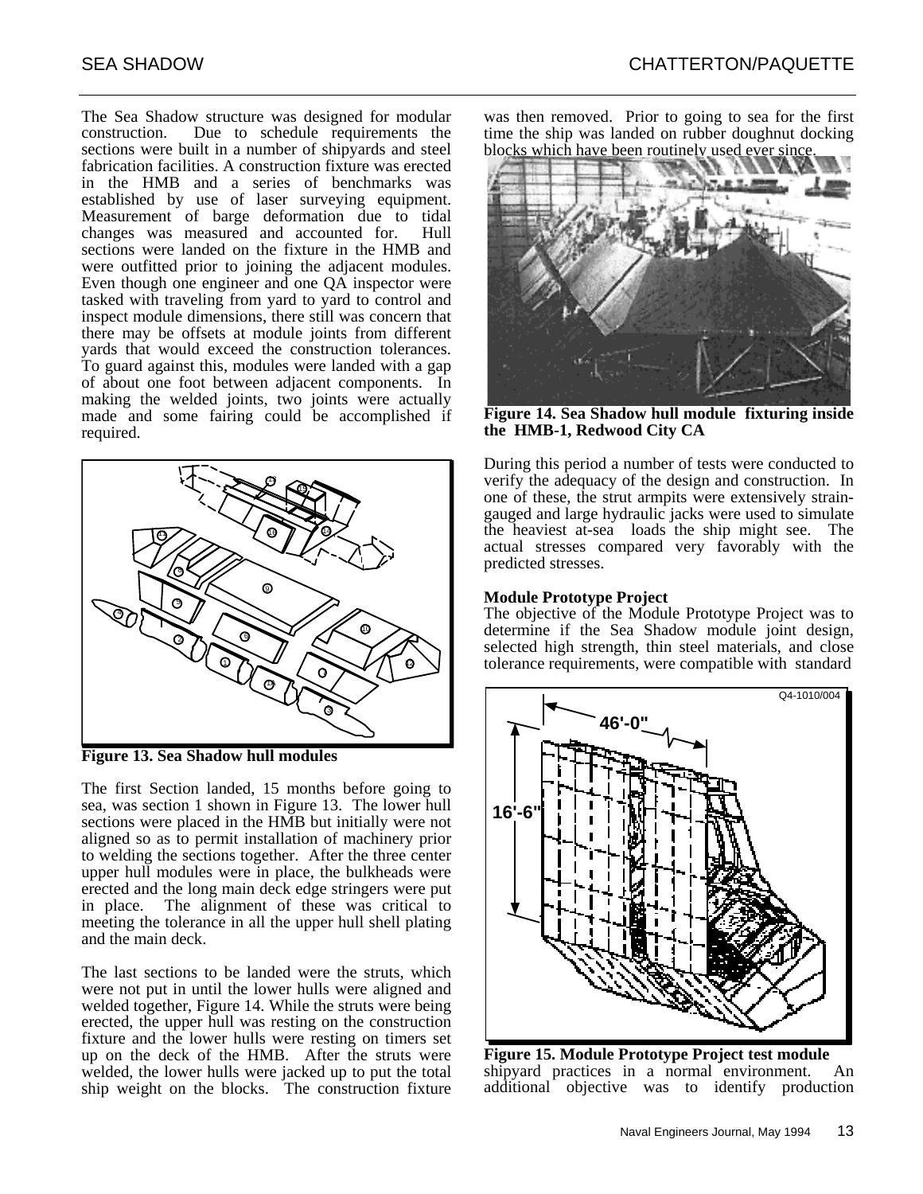The Sea Shadow structure was designed for modular construction. Due to schedule requirements the sections were built in a number of shipyards and steel fabrication facilities. A construction fixture was erected in the HMB and a series of benchmarks was established by use of laser surveying equipment. Measurement of barge deformation due to tidal changes was measured and accounted for. Hull sections were landed on the fixture in the HMB and were outfitted prior to joining the adjacent modules. Even though one engineer and one QA inspector were tasked with traveling from yard to yard to control and inspect module dimensions, there still was concern that there may be offsets at module joints from different yards that would exceed the construction tolerances. To guard against this, modules were landed with a gap of about one foot between adjacent components. In making the welded joints, two joints were actually made and some fairing could be accomplished if required.

**Figure 13. Sea Shadow hull modules**

The first Section landed, 15 months before going to sea, was section 1 shown in Figure 13. The lower hull sections were placed in the HMB but initially were not aligned so as to permit installation of machinery prior to welding the sections together. After the three center upper hull modules were in place, the bulkheads were erected and the long main deck edge stringers were put in place. The alignment of these was critical to meeting the tolerance in all the upper hull shell plating and the main deck.

The last sections to be landed were the struts, which were not put in until the lower hulls were aligned and welded together, Figure 14. While the struts were being erected, the upper hull was resting on the construction fixture and the lower hulls were resting on timers set up on the deck of the HMB. After the struts were welded, the lower hulls were jacked up to put the total ship weight on the blocks. The construction fixture was then removed. Prior to going to sea for the first time the ship was landed on rubber doughnut docking blocks which have been routinely used ever since.

**Figure 14. Sea Shadow hull module fixturing inside the HMB-1, Redwood City CA**

During this period a number of tests were conducted to verify the adequacy of the design and construction. In one of these, the strut armpits were extensively strain-gauged and large hydraulic jacks were used to simulate the heaviest at-sea loads the ship might see. The actual stresses compared very favorably with the predicted stresses.

**Module Prototype Project**

The objective of the Module Prototype Project was to determine if the Sea Shadow module joint design, selected high strength, thin steel materials, and close tolerance requirements, were compatible with standard shipyard practices in a normal environment. An additional objective was to identify production

**Figure 15. Module Prototype Project test module**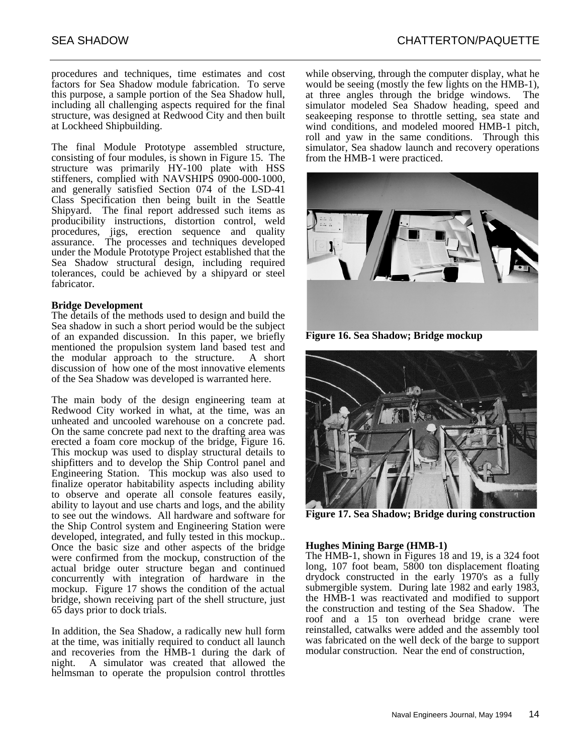procedures and techniques, time estimates and cost factors for Sea Shadow module fabrication. To serve this purpose, a sample portion of the Sea Shadow hull, including all challenging aspects required for the final structure, was designed at Redwood City and then built at Lockheed Shipbuilding.

The final Module Prototype assembled structure, consisting of four modules, is shown in Figure 15. The structure was primarily HY-100 plate with HSS stiffeners, complied with NAVSHIPS 0900-000-1000, and generally satisfied Section 074 of the LSD-41 Class Specification then being built in the Seattle Shipyard. The final report addressed such items as producibility instructions, distortion control, weld procedures, jigs, erection sequence and quality assurance. The processes and techniques developed under the Module Prototype Project established that the Sea Shadow structural design, including required tolerances, could be achieved by a shipyard or steel fabricator.

**Bridge Development**

The details of the methods used to design and build the Sea shadow in such a short period would be the subject of an expanded discussion. In this paper, we briefly mentioned the propulsion system land based test and the modular approach to the structure. A short discussion of how one of the most innovative elements of the Sea Shadow was developed is warranted here.

The main body of the design engineering team at Redwood City worked in what, at the time, was an unheated and uncooled warehouse on a concrete pad. On the same concrete pad next to the drafting area was erected a foam core mockup of the bridge, Figure 16. This mockup was used to display structural details to shipfitters and to develop the Ship Control panel and Engineering Station. This mockup was also used to finalize operator habitability aspects including ability to observe and operate all console features easily, ability to layout and use charts and logs, and the ability to see out the windows. All hardware and software for the Ship Control system and Engineering Station were developed, integrated, and fully tested in this mockup.. Once the basic size and other aspects of the bridge were confirmed from the mockup, construction of the actual bridge outer structure began and continued concurrently with integration of hardware in the mockup. Figure 17 shows the condition of the actual bridge, shown receiving part of the shell structure, just 65 days prior to dock trials.

In addition, the Sea Shadow, a radically new hull form at the time, was initially required to conduct all launch and recoveries from the HMB-1 during the dark of night. A simulator was created that allowed the helmsman to operate the propulsion control throttles while observing, through the computer display, what he would be seeing (mostly the few lights on the HMB-1), at three angles through the bridge windows. The simulator modeled Sea Shadow heading, speed and seakeeping response to throttle setting, sea state and wind conditions, and modeled moored HMB-1 pitch, roll and yaw in the same conditions. Through this simulator, Sea shadow launch and recovery operations from the HMB-1 were practiced.

**Figure 16. Sea Shadow; Bridge mockup**

**Figure 17. Sea Shadow; Bridge during construction**

**Hughes Mining Barge (HMB-1)**

The HMB-1, shown in Figures 18 and 19, is a 324 foot long, 107 foot beam, 5800 ton displacement floating drydock constructed in the early 1970's as a fully submergible system. During late 1982 and early 1983, the HMB-1 was reactivated and modified to support the construction and testing of the Sea Shadow. The roof and a 15 ton overhead bridge crane were reinstalled, catwalks were added and the assembly tool was fabricated on the well deck of the barge to support modular construction. Near the end of construction,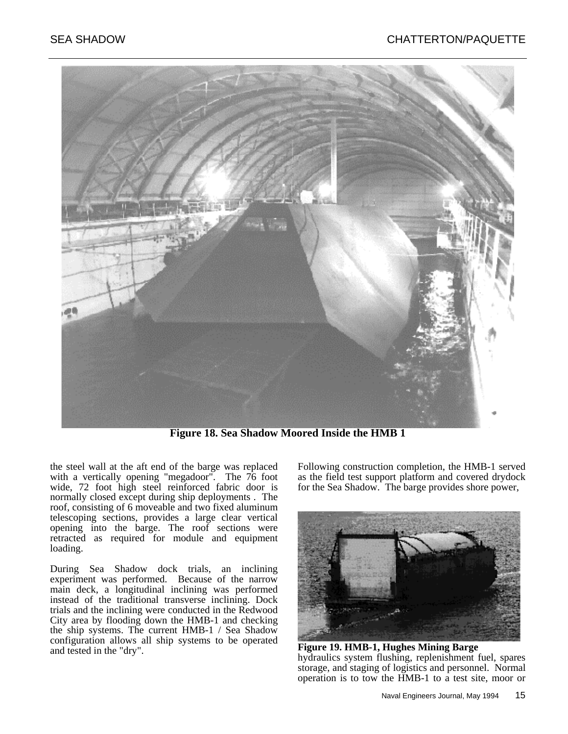**Figure 18. Sea Shadow Moored Inside the HMB 1**

the steel wall at the aft end of the barge was replaced with a vertically opening "megadoor". The 76 foot wide, 72 foot high steel reinforced fabric door is normally closed except during ship deployments . The roof, consisting of 6 moveable and two fixed aluminum telescoping sections, provides a large clear vertical opening into the barge. The roof sections were retracted as required for module and equipment loading.

During Sea Shadow dock trials, an inclining experiment was performed. Because of the narrow main deck, a longitudinal inclining was performed instead of the traditional transverse inclining. Dock trials and the inclining were conducted in the Redwood City area by flooding down the HMB-1 and checking the ship systems. The current HMB-1 / Sea Shadow configuration allows all ship systems to be operated and tested in the "dry".

Following construction completion, the HMB-1 served as the field test support platform and covered drydock for the Sea Shadow. The barge provides shore power, hydraulics system flushing, replenishment fuel, spares storage, and staging of logistics and personnel. Normal operation is to tow the HMB-1 to a test site, moor or

**Figure 19. HMB-1, Hughes Mining Barge**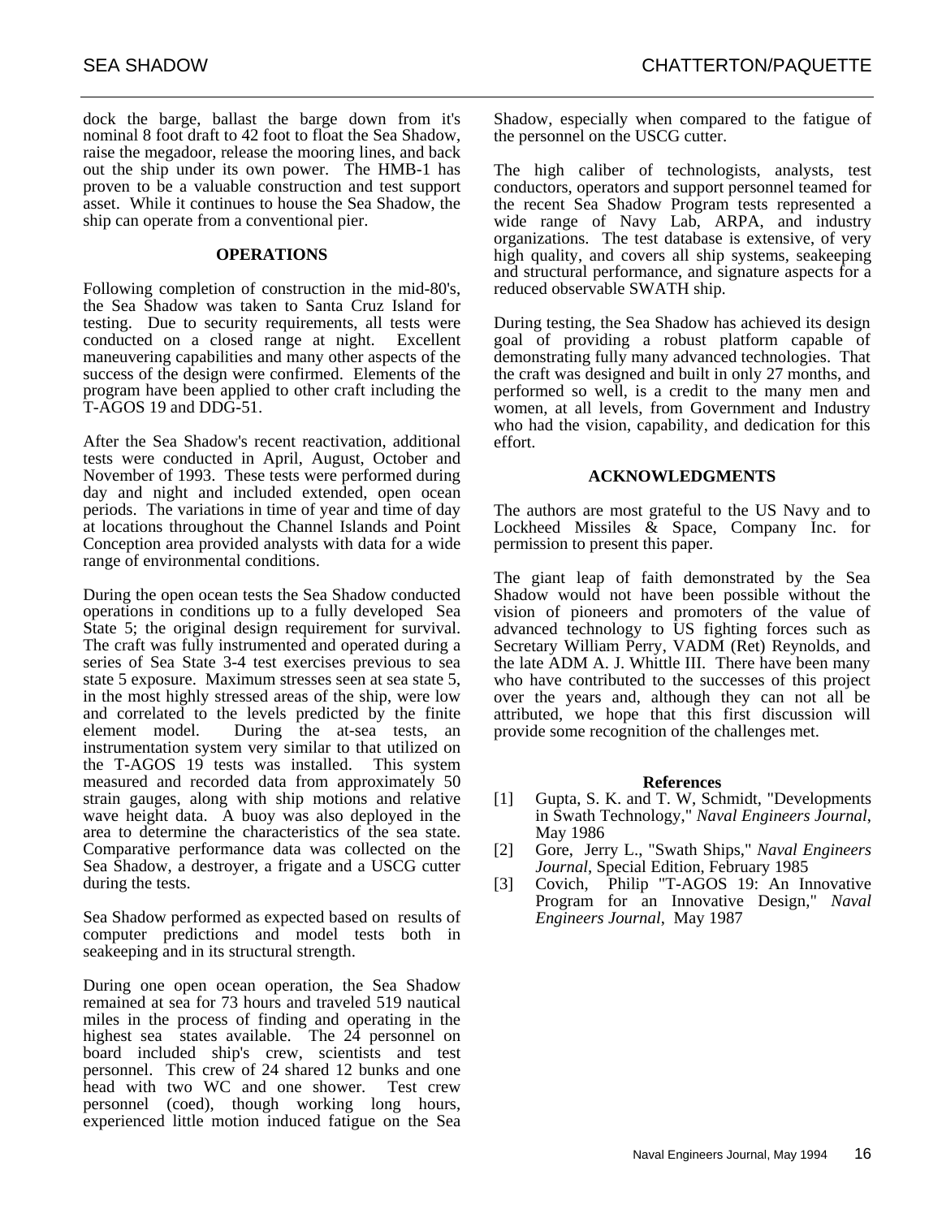dock the barge, ballast the barge down from it's nominal 8 foot draft to 42 foot to float the Sea Shadow, raise the megadoor, release the mooring lines, and back out the ship under its own power. The HMB-1 has proven to be a valuable construction and test support asset. While it continues to house the Sea Shadow, the ship can operate from a conventional pier.

## OPERATIONS

Following completion of construction in the mid-80's, the Sea Shadow was taken to Santa Cruz Island for testing. Due to security requirements, all tests were conducted on a closed range at night. Excellent maneuvering capabilities and many other aspects of the success of the design were confirmed. Elements of the program have been applied to other craft including the T-AGOS 19 and DDG-51.

After the Sea Shadow's recent reactivation, additional tests were conducted in April, August, October and November of 1993. These tests were performed during day and night and included extended, open ocean periods. The variations in time of year and time of day at locations throughout the Channel Islands and Point Conception area provided analysts with data for a wide range of environmental conditions.

During the open ocean tests the Sea Shadow conducted operations in conditions up to a fully developed Sea State 5; the original design requirement for survival. The craft was fully instrumented and operated during a series of Sea State 3-4 test exercises previous to sea state 5 exposure. Maximum stresses seen at sea state 5, in the most highly stressed areas of the ship, were low and correlated to the levels predicted by the finite element model. During the at-sea tests, an instrumentation system very similar to that utilized on the T-AGOS 19 tests was installed. This system measured and recorded data from approximately 50 strain gauges, along with ship motions and relative wave height data. A buoy was also deployed in the area to determine the characteristics of the sea state. Comparative performance data was collected on the Sea Shadow, a destroyer, a frigate and a USCG cutter during the tests.

Sea Shadow performed as expected based on results of computer predictions and model tests both in seakeeping and in its structural strength.

During one open ocean operation, the Sea Shadow remained at sea for 73 hours and traveled 519 nautical miles in the process of finding and operating in the highest sea states available. The 24 personnel on board included ship's crew, scientists and test personnel. This crew of 24 shared 12 bunks and one head with two WC and one shower. Test crew personnel (coed), though working long hours, experienced little motion induced fatigue on the Sea Shadow, especially when compared to the fatigue of the personnel on the USCG cutter.

The high caliber of technologists, analysts, test conductors, operators and support personnel teamed for the recent Sea Shadow Program tests represented a wide range of Navy Lab, ARPA, and industry organizations. The test database is extensive, of very high quality, and covers all ship systems, seakeeping and structural performance, and signature aspects for a reduced observable SWATH ship.

During testing, the Sea Shadow has achieved its design goal of providing a robust platform capable of demonstrating fully many advanced technologies. That the craft was designed and built in only 27 months, and performed so well, is a credit to the many men and women, at all levels, from Government and Industry who had the vision, capability, and dedication for this effort.

## ACKNOWLEDGMENTS

The authors are most grateful to the US Navy and to Lockheed Missiles & Space, Company Inc. for permission to present this paper.

The giant leap of faith demonstrated by the Sea Shadow would not have been possible without the vision of pioneers and promoters of the value of advanced technology to US fighting forces such as Secretary William Perry, VADM (Ret) Reynolds, and the late ADM A. J. Whittle III. There have been many who have contributed to the successes of this project over the years and, although they can not all be attributed, we hope that this first discussion will provide some recognition of the challenges met.

## References

[1] Gupta, S. K. and T. W, Schmidt, "Developments in Swath Technology," *Naval Engineers Journal*, May 1986

[2] Gore, Jerry L., "Swath Ships," *Naval Engineers Journal*, Special Edition, February 1985

[3] Covich, Philip "T-AGOS 19: An Innovative Program for an Innovative Design," *Naval Engineers Journal*, May 1987